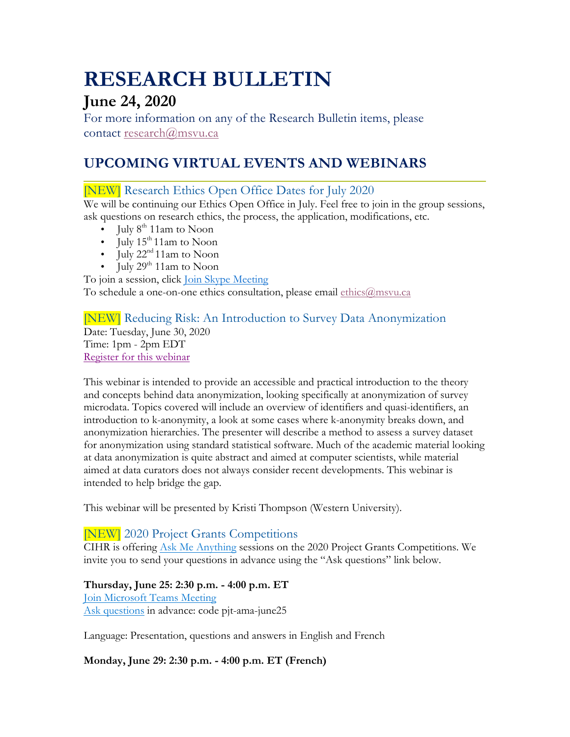# RESEARCH BULLETIN

## June 24, 2020

For more information on any of the Research Bulletin items, please contact research@msvu.ca

## UPCOMING VIRTUAL EVENTS AND WEBINARS

### [NEW] Research Ethics Open Office Dates for July 2020

We will be continuing our Ethics Open Office in July. Feel free to join in the group sessions, ask questions on research ethics, the process, the application, modifications, etc.

- July 8th 11am to Noon
- July 15th 11am to Noon
- July 22nd 11am to Noon
- July 29th 11am to Noon

To join a session, click Join Skype Meeting

To schedule a one-on-one ethics consultation, please email ethics@msvu.ca

### [NEW] Reducing Risk: An Introduction to Survey Data Anonymization

Date: Tuesday, June 30, 2020
Time: 1pm - 2pm EDT
Register for this webinar

This webinar is intended to provide an accessible and practical introduction to the theory and concepts behind data anonymization, looking specifically at anonymization of survey microdata. Topics covered will include an overview of identifiers and quasi-identifiers, an introduction to k-anonymity, a look at some cases where k-anonymity breaks down, and anonymization hierarchies. The presenter will describe a method to assess a survey dataset for anonymization using standard statistical software. Much of the academic material looking at data anonymization is quite abstract and aimed at computer scientists, while material aimed at data curators does not always consider recent developments. This webinar is intended to help bridge the gap.

This webinar will be presented by Kristi Thompson (Western University).

### [NEW] 2020 Project Grants Competitions

CIHR is offering Ask Me Anything sessions on the 2020 Project Grants Competitions. We invite you to send your questions in advance using the "Ask questions" link below.

**Thursday, June 25: 2:30 p.m. - 4:00 p.m. ET**
Join Microsoft Teams Meeting
Ask questions in advance: code pjt-ama-june25

Language: Presentation, questions and answers in English and French

**Monday, June 29: 2:30 p.m. - 4:00 p.m. ET (French)**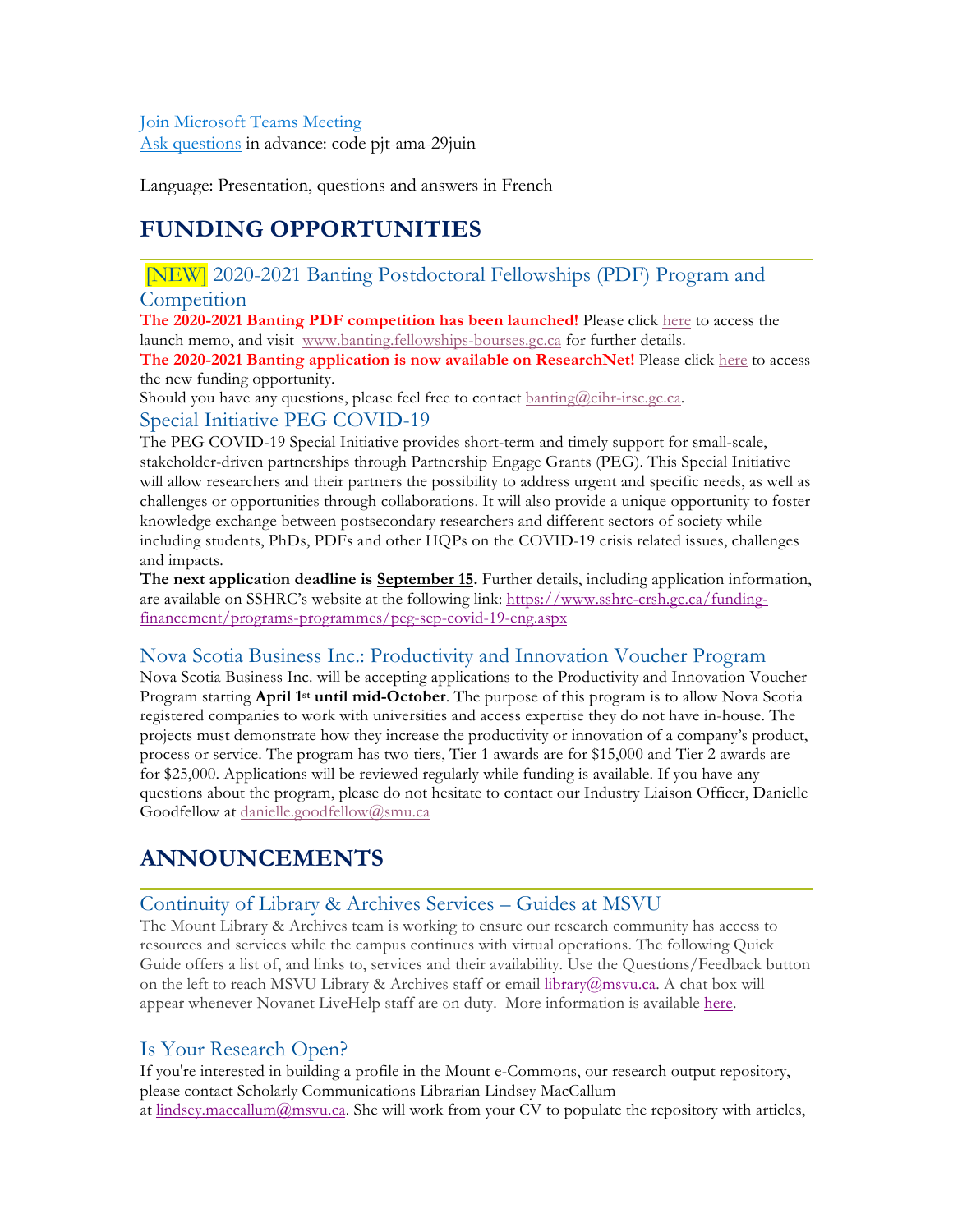[Join Microsoft Teams Meeting](#)
[Ask questions](#) in advance: code pjt-ama-29juin

Language: Presentation, questions and answers in French

# FUNDING OPPORTUNITIES

### [NEW] 2020-2021 Banting Postdoctoral Fellowships (PDF) Program and Competition

**The 2020-2021 Banting PDF competition has been launched!** Please click [here](#) to access the launch memo, and visit www.banting.fellowships-bourses.gc.ca for further details.
**The 2020-2021 Banting application is now available on ResearchNet!** Please click [here](#) to access the new funding opportunity.
Should you have any questions, please feel free to contact banting@cihr-irsc.gc.ca.

### Special Initiative PEG COVID-19

The PEG COVID-19 Special Initiative provides short-term and timely support for small-scale, stakeholder-driven partnerships through Partnership Engage Grants (PEG). This Special Initiative will allow researchers and their partners the possibility to address urgent and specific needs, as well as challenges or opportunities through collaborations. It will also provide a unique opportunity to foster knowledge exchange between postsecondary researchers and different sectors of society while including students, PhDs, PDFs and other HQPs on the COVID-19 crisis related issues, challenges and impacts.
**The next application deadline is September 15.** Further details, including application information, are available on SSHRC's website at the following link: https://www.sshrc-crsh.gc.ca/funding-financement/programs-programmes/peg-sep-covid-19-eng.aspx

### Nova Scotia Business Inc.: Productivity and Innovation Voucher Program

Nova Scotia Business Inc. will be accepting applications to the Productivity and Innovation Voucher Program starting **April 1st until mid-October**. The purpose of this program is to allow Nova Scotia registered companies to work with universities and access expertise they do not have in-house. The projects must demonstrate how they increase the productivity or innovation of a company's product, process or service. The program has two tiers, Tier 1 awards are for $15,000 and Tier 2 awards are for $25,000. Applications will be reviewed regularly while funding is available. If you have any questions about the program, please do not hesitate to contact our Industry Liaison Officer, Danielle Goodfellow at danielle.goodfellow@smu.ca

# ANNOUNCEMENTS

### Continuity of Library & Archives Services – Guides at MSVU

The Mount Library & Archives team is working to ensure our research community has access to resources and services while the campus continues with virtual operations. The following Quick Guide offers a list of, and links to, services and their availability. Use the Questions/Feedback button on the left to reach MSVU Library & Archives staff or email library@msvu.ca. A chat box will appear whenever Novanet LiveHelp staff are on duty. More information is available [here](#).

### Is Your Research Open?

If you're interested in building a profile in the Mount e-Commons, our research output repository, please contact Scholarly Communications Librarian Lindsey MacCallum at lindsey.maccallum@msvu.ca. She will work from your CV to populate the repository with articles,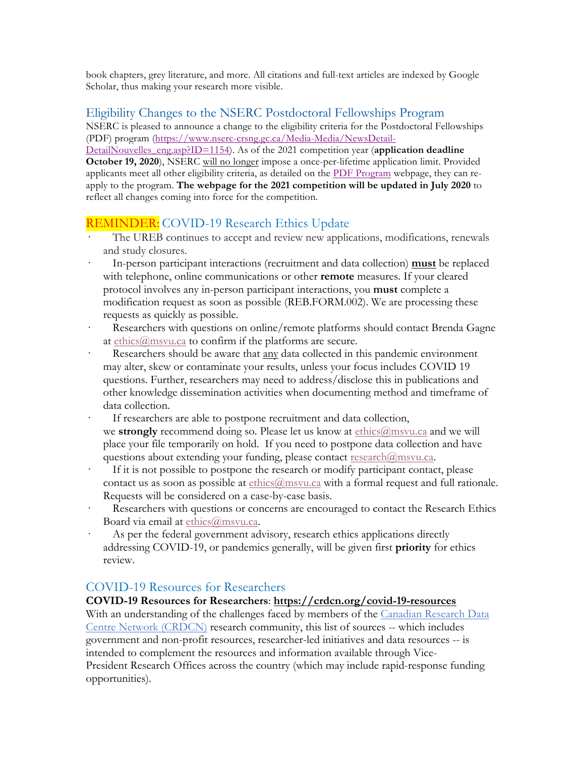book chapters, grey literature, and more. All citations and full-text articles are indexed by Google Scholar, thus making your research more visible.

## Eligibility Changes to the NSERC Postdoctoral Fellowships Program

NSERC is pleased to announce a change to the eligibility criteria for the Postdoctoral Fellowships (PDF) program (https://www.nserc-crsng.gc.ca/Media-Media/NewsDetail-DetailNouvelles_eng.asp?ID=1154). As of the 2021 competition year (**application deadline October 19, 2020**), NSERC will no longer impose a once-per-lifetime application limit. Provided applicants meet all other eligibility criteria, as detailed on the PDF Program webpage, they can re-apply to the program. **The webpage for the 2021 competition will be updated in July 2020** to reflect all changes coming into force for the competition.

## REMINDER: COVID-19 Research Ethics Update

- The UREB continues to accept and review new applications, modifications, renewals and study closures.
- In-person participant interactions (recruitment and data collection) **must** be replaced with telephone, online communications or other **remote** measures. If your cleared protocol involves any in-person participant interactions, you **must** complete a modification request as soon as possible (REB.FORM.002). We are processing these requests as quickly as possible.
- Researchers with questions on online/remote platforms should contact Brenda Gagne at ethics@msvu.ca to confirm if the platforms are secure.
- Researchers should be aware that any data collected in this pandemic environment may alter, skew or contaminate your results, unless your focus includes COVID 19 questions. Further, researchers may need to address/disclose this in publications and other knowledge dissemination activities when documenting method and timeframe of data collection.
- If researchers are able to postpone recruitment and data collection, we **strongly** recommend doing so. Please let us know at ethics@msvu.ca and we will place your file temporarily on hold. If you need to postpone data collection and have questions about extending your funding, please contact research@msvu.ca.
- If it is not possible to postpone the research or modify participant contact, please contact us as soon as possible at ethics@msvu.ca with a formal request and full rationale. Requests will be considered on a case-by-case basis.
- Researchers with questions or concerns are encouraged to contact the Research Ethics Board via email at ethics@msvu.ca.
- As per the federal government advisory, research ethics applications directly addressing COVID-19, or pandemics generally, will be given first **priority** for ethics review.

## COVID-19 Resources for Researchers

**COVID-19 Resources for Researchers**: **https://crdcn.org/covid-19-resources**

With an understanding of the challenges faced by members of the Canadian Research Data Centre Network (CRDCN) research community, this list of sources -- which includes government and non-profit resources, researcher-led initiatives and data resources -- is intended to complement the resources and information available through Vice-President Research Offices across the country (which may include rapid-response funding opportunities).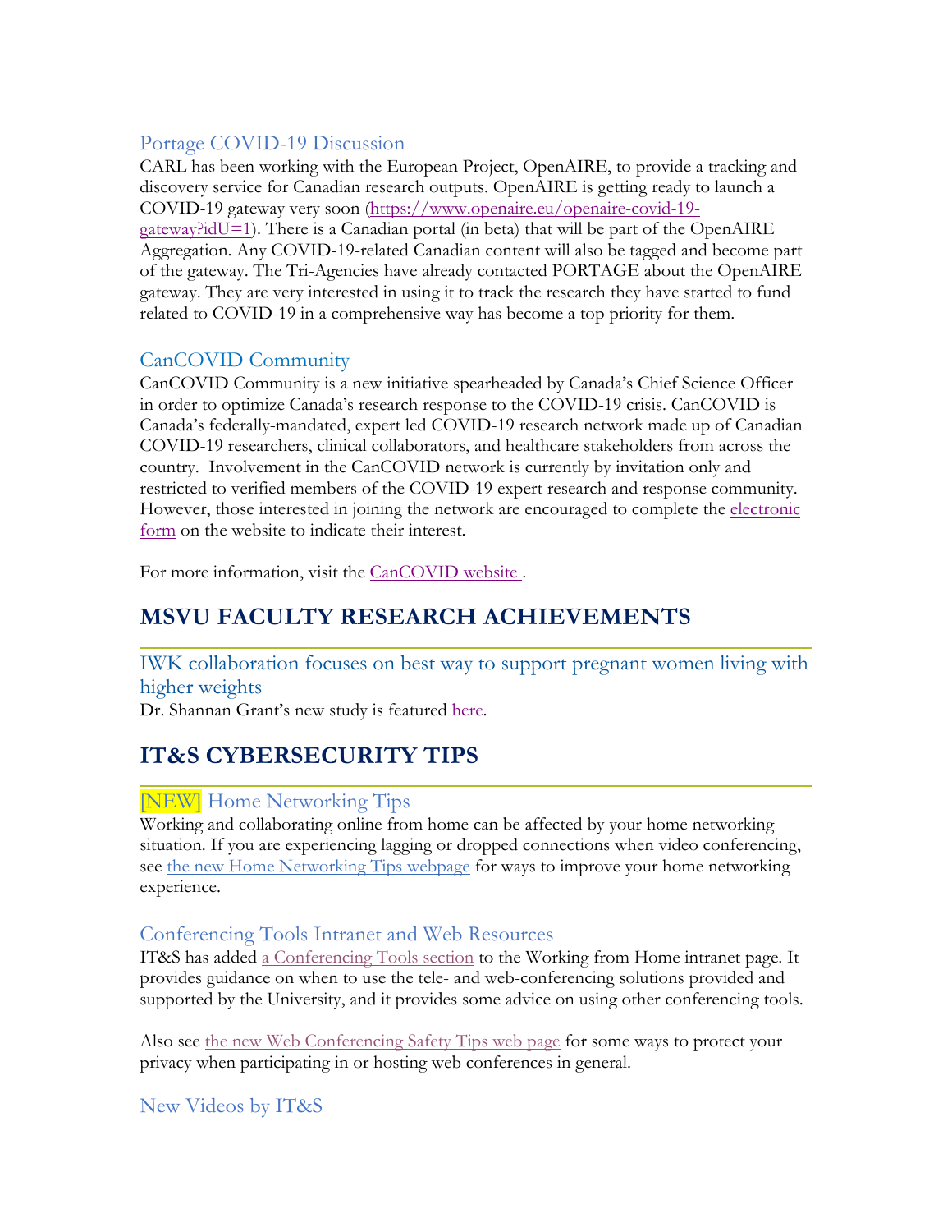### Portage COVID-19 Discussion

CARL has been working with the European Project, OpenAIRE, to provide a tracking and discovery service for Canadian research outputs. OpenAIRE is getting ready to launch a COVID-19 gateway very soon (https://www.openaire.eu/openaire-covid-19-gateway?idU=1). There is a Canadian portal (in beta) that will be part of the OpenAIRE Aggregation. Any COVID-19-related Canadian content will also be tagged and become part of the gateway. The Tri-Agencies have already contacted PORTAGE about the OpenAIRE gateway. They are very interested in using it to track the research they have started to fund related to COVID-19 in a comprehensive way has become a top priority for them.

### CanCOVID Community

CanCOVID Community is a new initiative spearheaded by Canada's Chief Science Officer in order to optimize Canada's research response to the COVID-19 crisis. CanCOVID is Canada's federally-mandated, expert led COVID-19 research network made up of Canadian COVID-19 researchers, clinical collaborators, and healthcare stakeholders from across the country. Involvement in the CanCOVID network is currently by invitation only and restricted to verified members of the COVID-19 expert research and response community. However, those interested in joining the network are encouraged to complete the electronic form on the website to indicate their interest.

For more information, visit the CanCOVID website .

## MSVU FACULTY RESEARCH ACHIEVEMENTS

### IWK collaboration focuses on best way to support pregnant women living with higher weights

Dr. Shannan Grant's new study is featured here.

## IT&S CYBERSECURITY TIPS

### [NEW] Home Networking Tips

Working and collaborating online from home can be affected by your home networking situation. If you are experiencing lagging or dropped connections when video conferencing, see the new Home Networking Tips webpage for ways to improve your home networking experience.

### Conferencing Tools Intranet and Web Resources

IT&S has added a Conferencing Tools section to the Working from Home intranet page. It provides guidance on when to use the tele- and web-conferencing solutions provided and supported by the University, and it provides some advice on using other conferencing tools.

Also see the new Web Conferencing Safety Tips web page for some ways to protect your privacy when participating in or hosting web conferences in general.

### New Videos by IT&S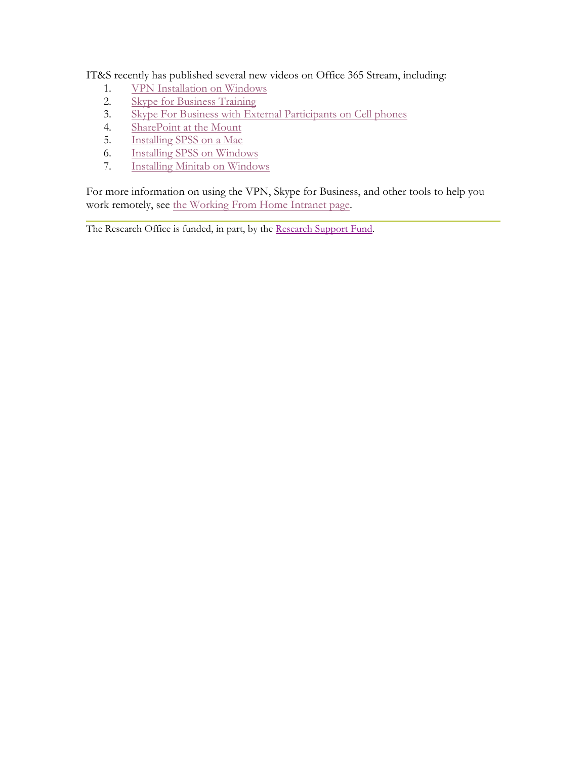IT&S recently has published several new videos on Office 365 Stream, including:

1. VPN Installation on Windows
2. Skype for Business Training
3. Skype For Business with External Participants on Cell phones
4. SharePoint at the Mount
5. Installing SPSS on a Mac
6. Installing SPSS on Windows
7. Installing Minitab on Windows

For more information on using the VPN, Skype for Business, and other tools to help you work remotely, see the Working From Home Intranet page.

---

The Research Office is funded, in part, by the Research Support Fund.